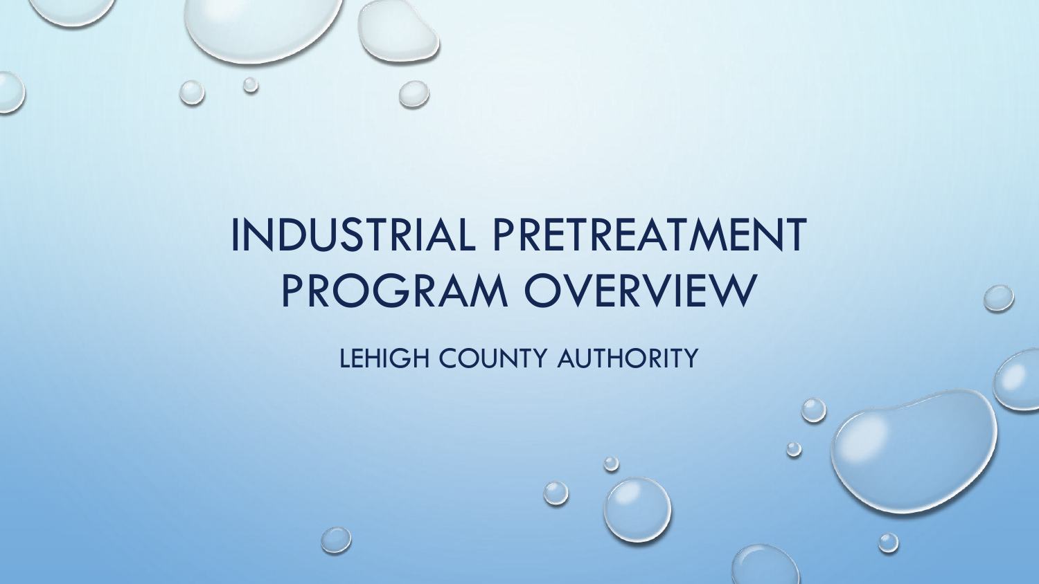# INDUSTRIAL PRETREATMENT PROGRAM OVERVIEW

LEHIGH COUNTY AUTHORITY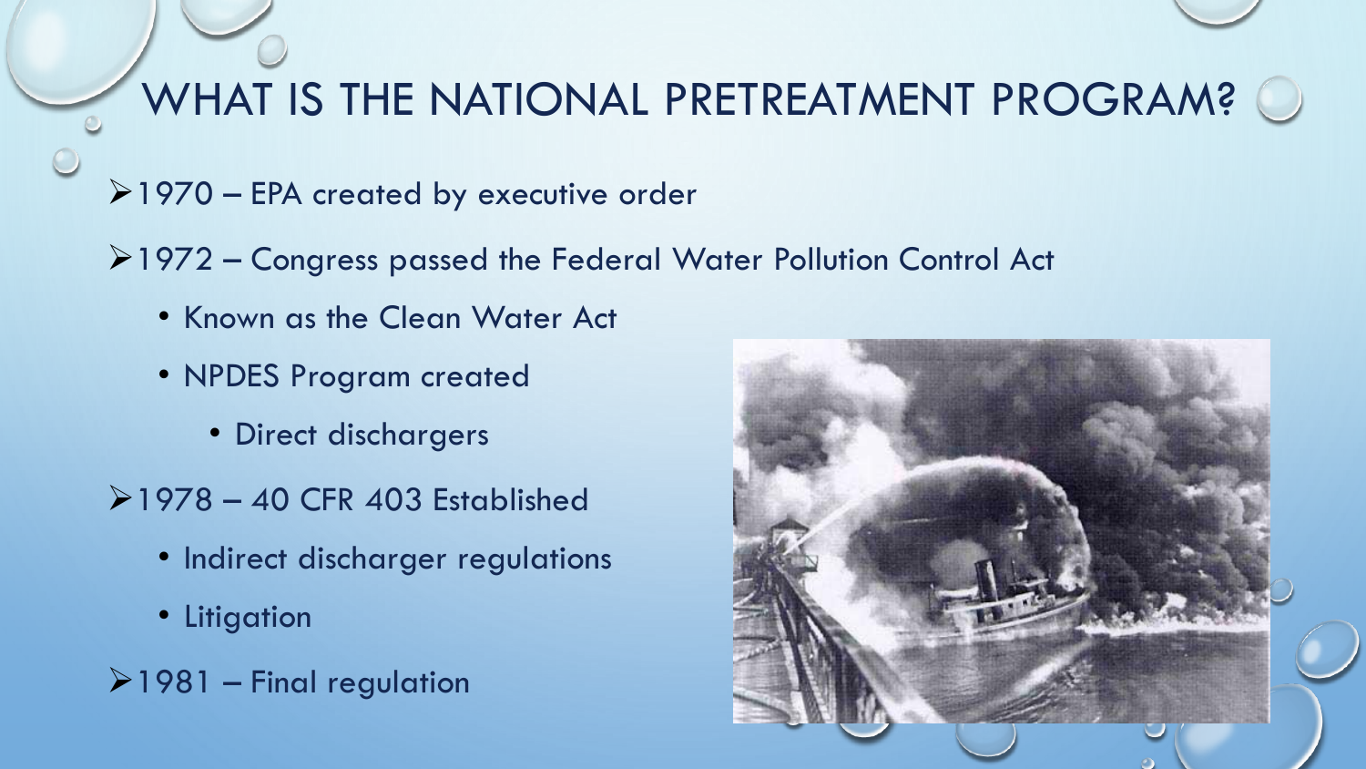# WHAT IS THE NATIONAL PRETREATMENT PROGRAM?

- 1970 – EPA created by executive order
- 1972 – Congress passed the Federal Water Pollution Control Act
  - Known as the Clean Water Act
  - NPDES Program created
    - Direct dischargers
- 1978 – 40 CFR 403 Established
  - Indirect discharger regulations
  - Litigation
- 1981 – Final regulation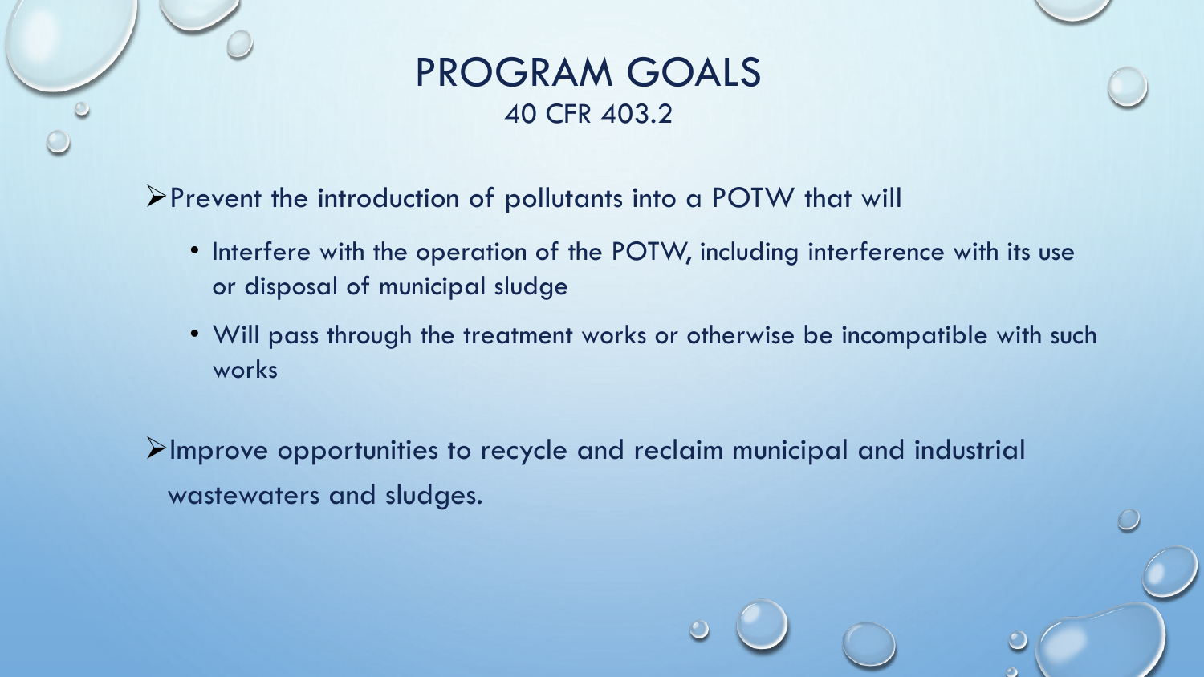# PROGRAM GOALS
## 40 CFR 403.2

- Prevent the introduction of pollutants into a POTW that will
  - Interfere with the operation of the POTW, including interference with its use or disposal of municipal sludge
  - Will pass through the treatment works or otherwise be incompatible with such works
- Improve opportunities to recycle and reclaim municipal and industrial wastewaters and sludges.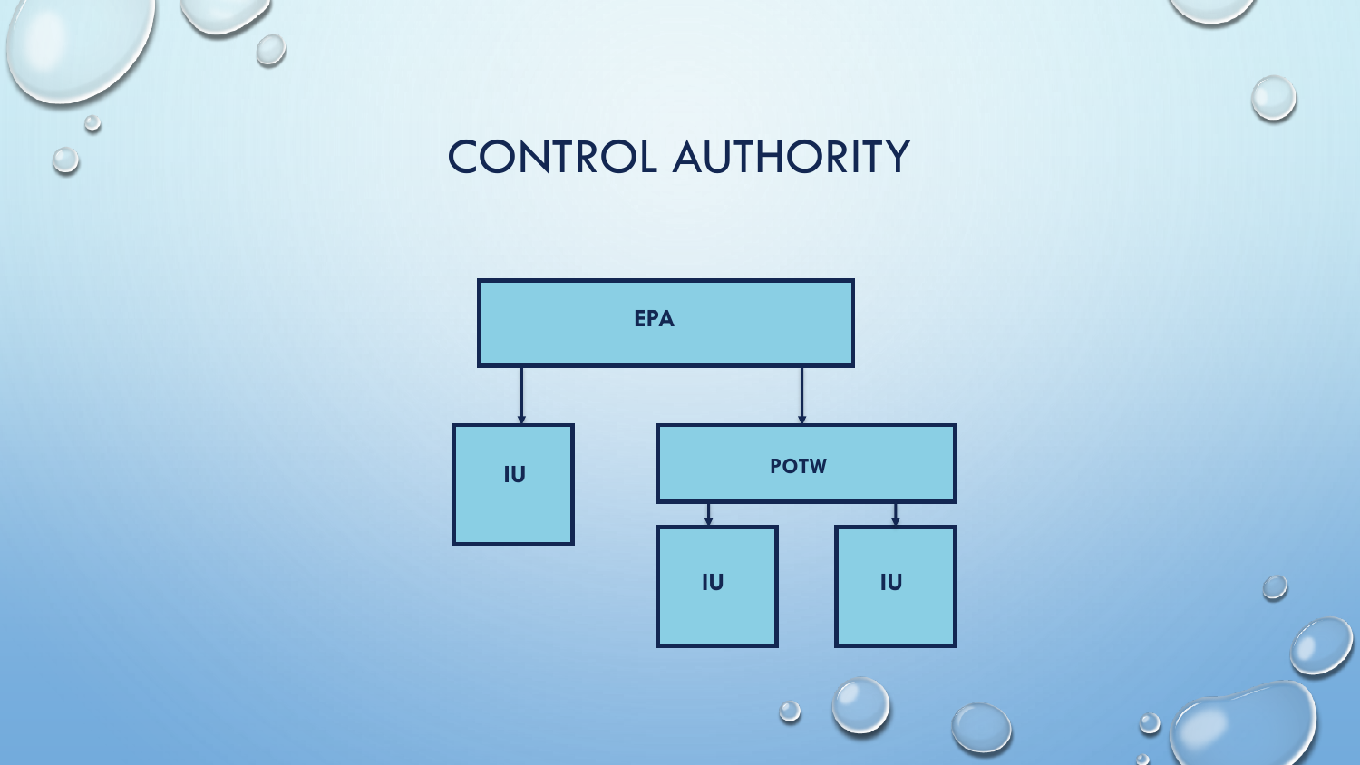# CONTROL AUTHORITY

- EPA
  - IU
  - POTW
    - IU
    - IU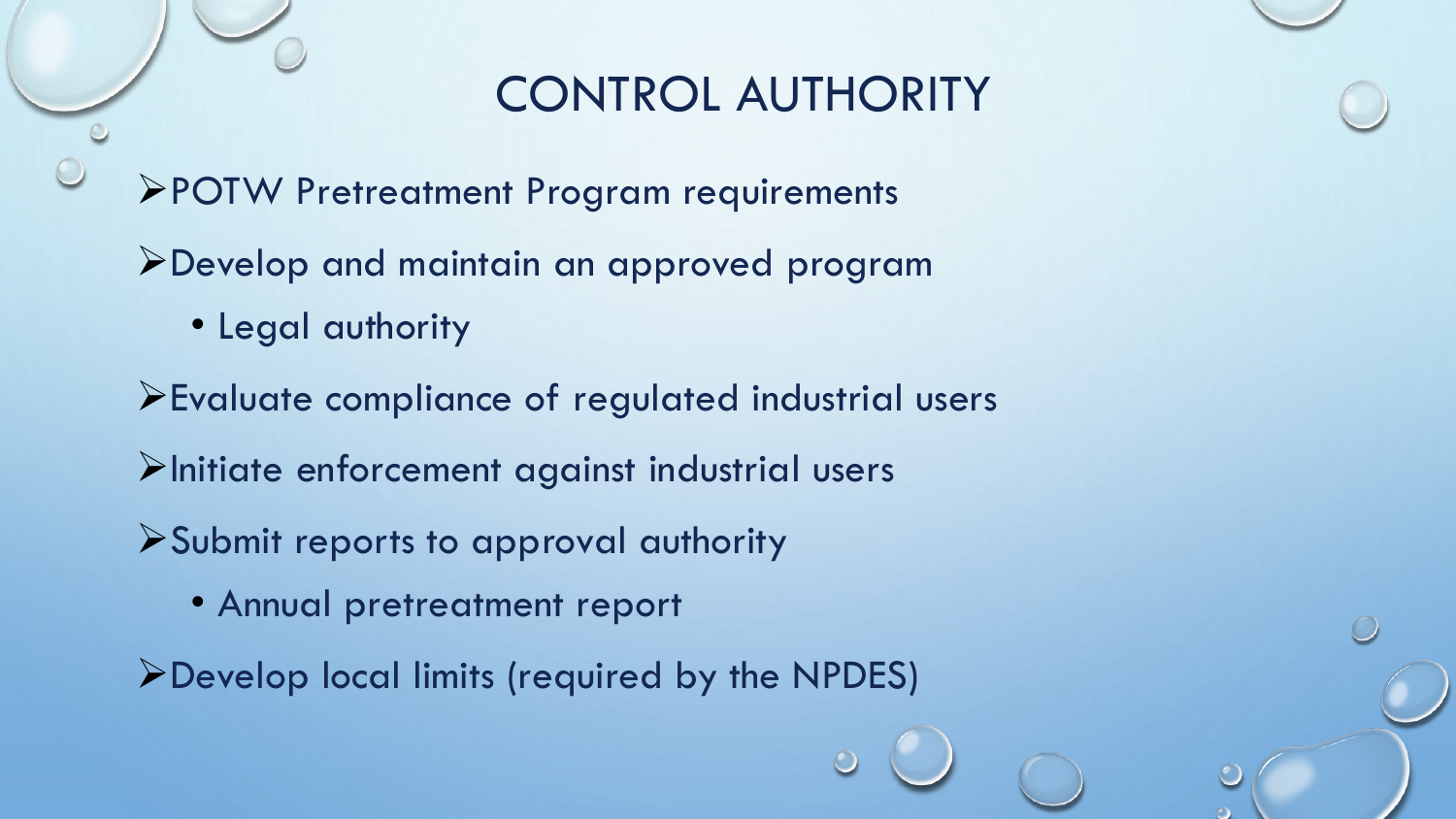# CONTROL AUTHORITY

- POTW Pretreatment Program requirements
- Develop and maintain an approved program
  - Legal authority
- Evaluate compliance of regulated industrial users
- Initiate enforcement against industrial users
- Submit reports to approval authority
  - Annual pretreatment report
- Develop local limits (required by the NPDES)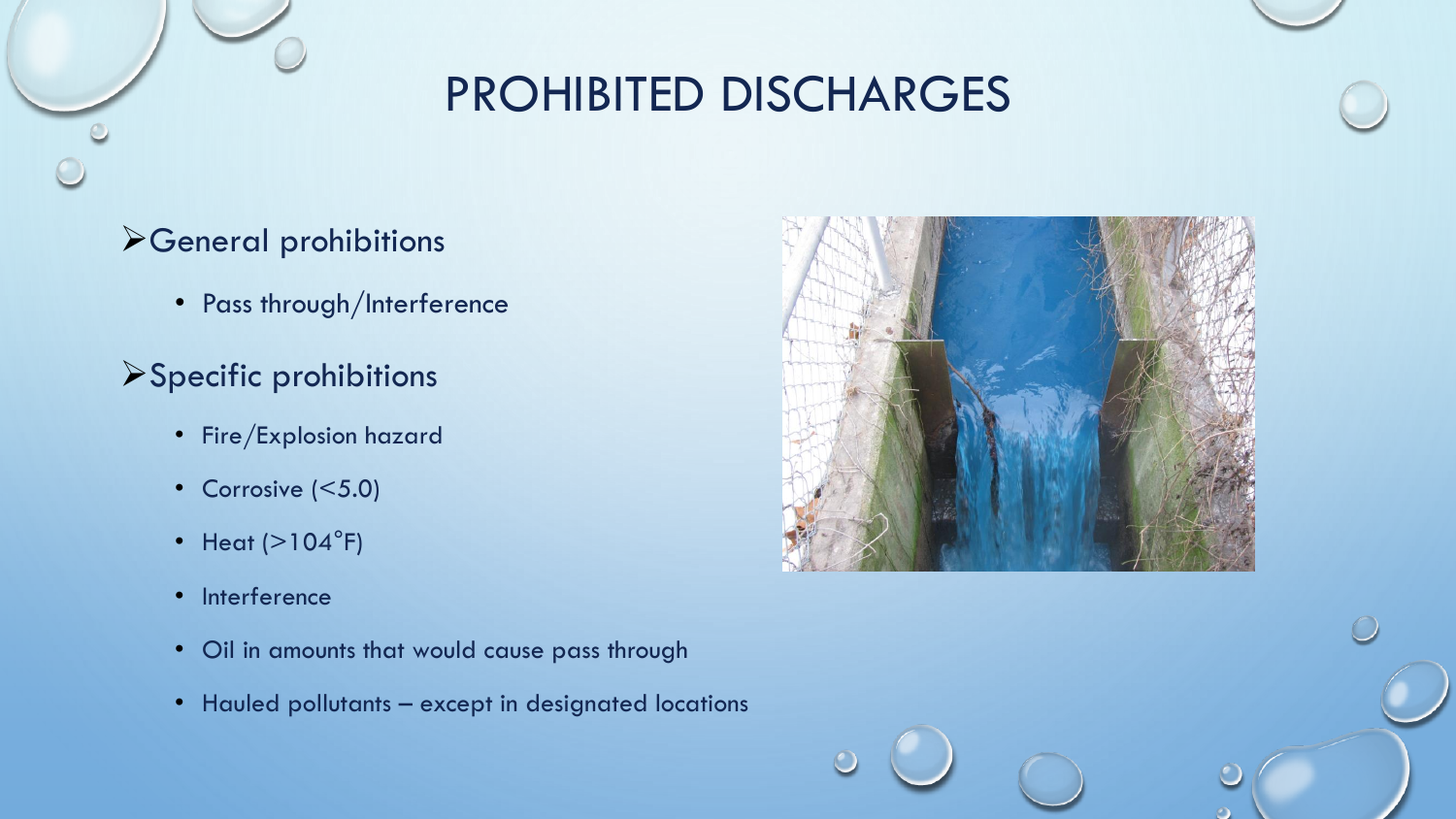# PROHIBITED DISCHARGES

- General prohibitions
  - Pass through/Interference
- Specific prohibitions
  - Fire/Explosion hazard
  - Corrosive (<5.0)
  - Heat (>104°F)
  - Interference
  - Oil in amounts that would cause pass through
  - Hauled pollutants – except in designated locations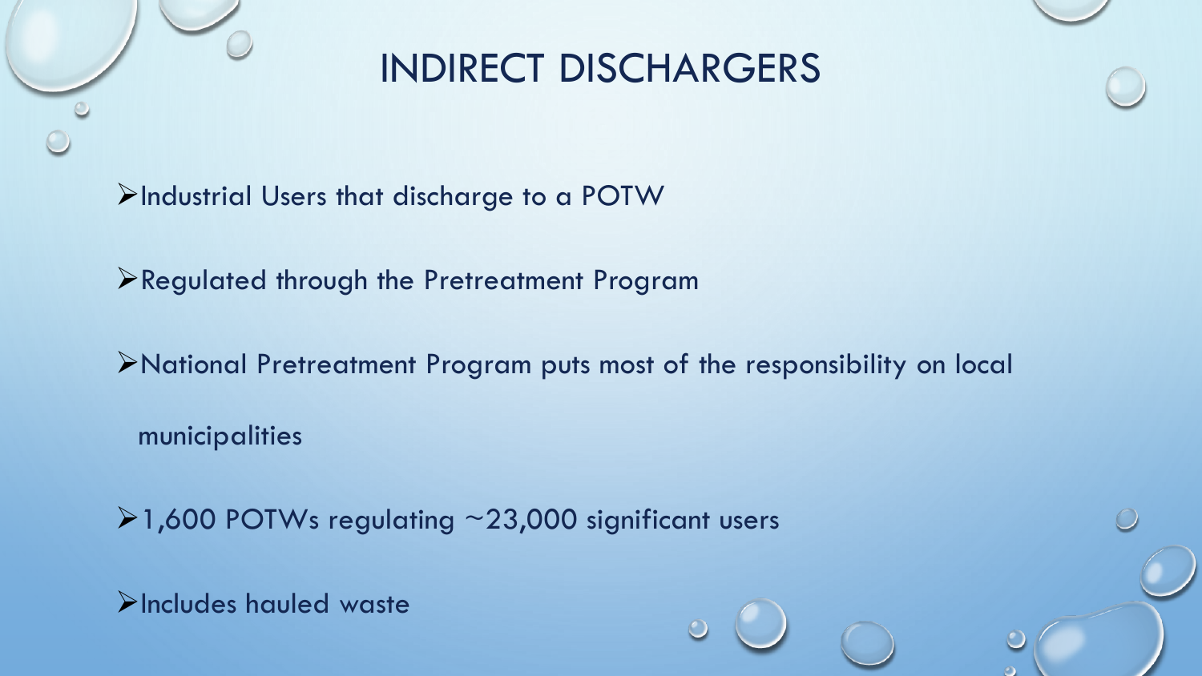# INDIRECT DISCHARGERS

- Industrial Users that discharge to a POTW
- Regulated through the Pretreatment Program
- National Pretreatment Program puts most of the responsibility on local municipalities
- 1,600 POTWs regulating ~23,000 significant users
- Includes hauled waste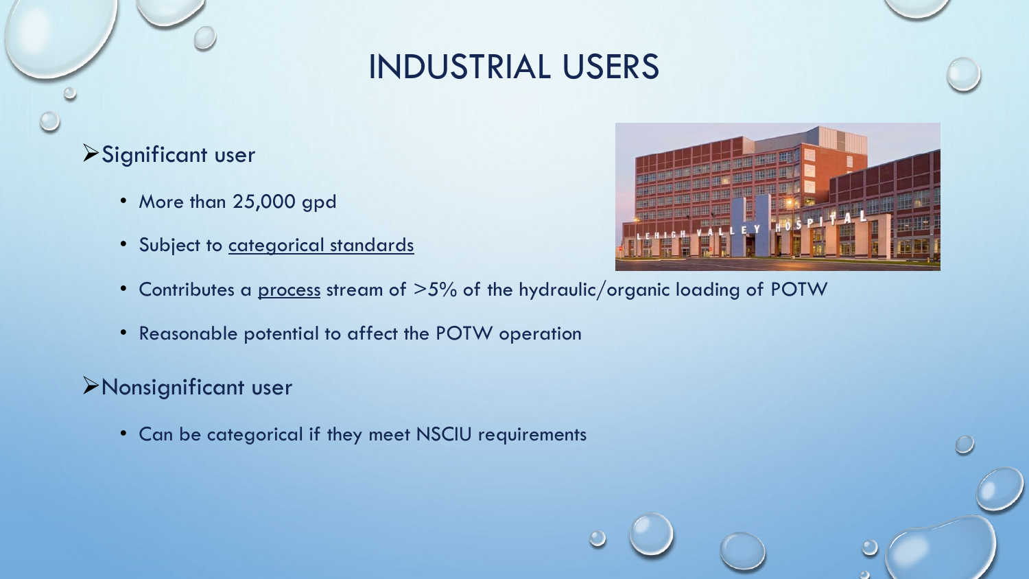# INDUSTRIAL USERS

- **Significant user**
  - More than 25,000 gpd
  - Subject to categorical standards
  - Contributes a process stream of >5% of the hydraulic/organic loading of POTW
  - Reasonable potential to affect the POTW operation
- **Nonsignificant user**
  - Can be categorical if they meet NSCIU requirements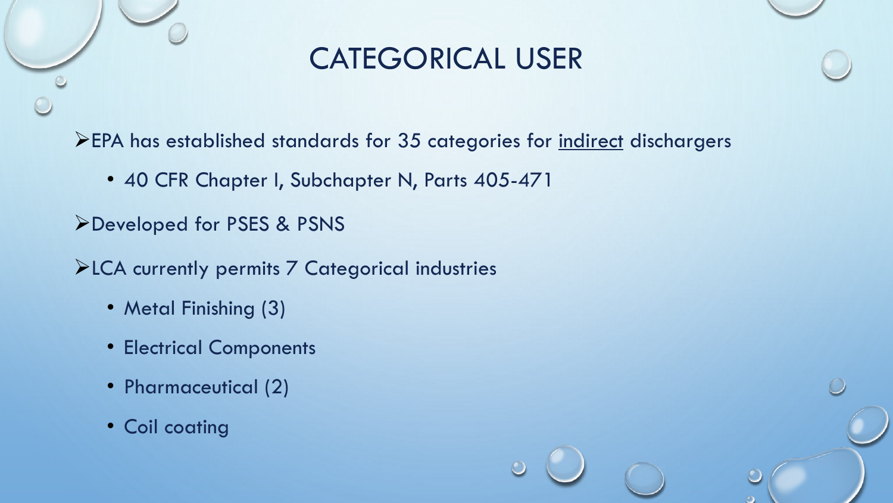# CATEGORICAL USER

- EPA has established standards for 35 categories for <u>indirect</u> dischargers
  - 40 CFR Chapter I, Subchapter N, Parts 405-471
- Developed for PSES & PSNS
- LCA currently permits 7 Categorical industries
  - Metal Finishing (3)
  - Electrical Components
  - Pharmaceutical (2)
  - Coil coating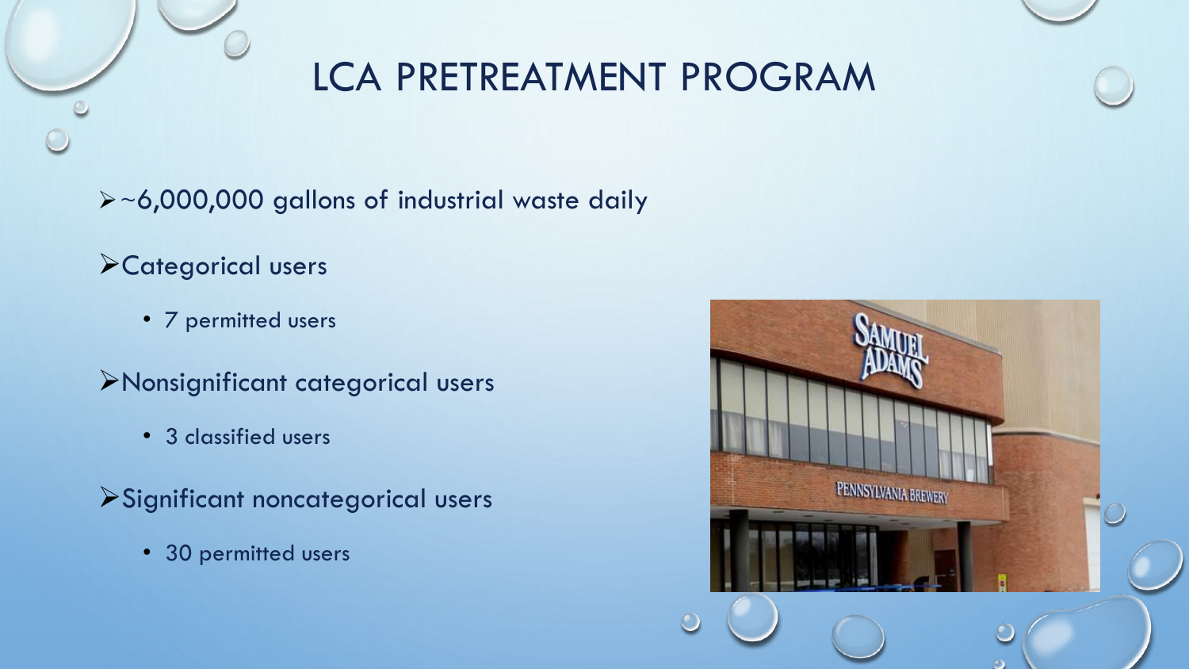# LCA PRETREATMENT PROGRAM

- ~6,000,000 gallons of industrial waste daily
- Categorical users
  - 7 permitted users
- Nonsignificant categorical users
  - 3 classified users
- Significant noncategorical users
  - 30 permitted users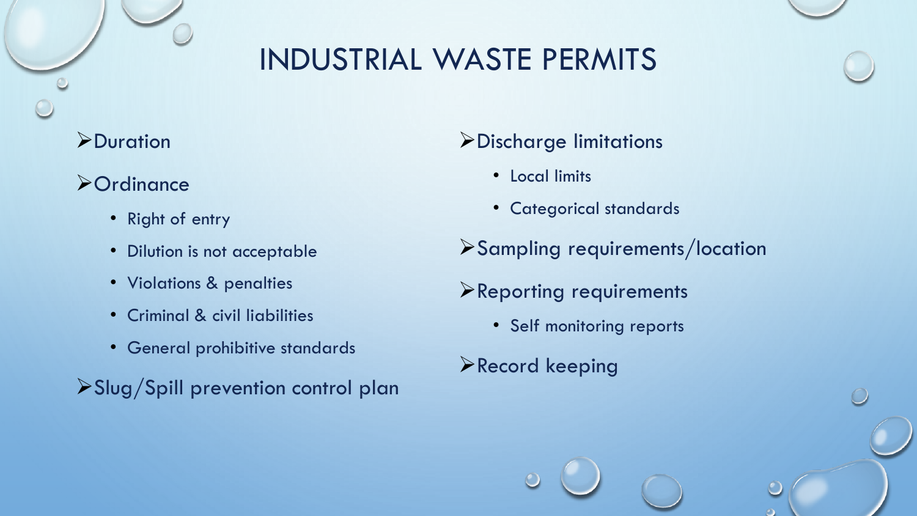# INDUSTRIAL WASTE PERMITS

- Duration
- Ordinance
  - Right of entry
  - Dilution is not acceptable
  - Violations & penalties
  - Criminal & civil liabilities
  - General prohibitive standards
- Slug/Spill prevention control plan
- Discharge limitations
  - Local limits
  - Categorical standards
- Sampling requirements/location
- Reporting requirements
  - Self monitoring reports
- Record keeping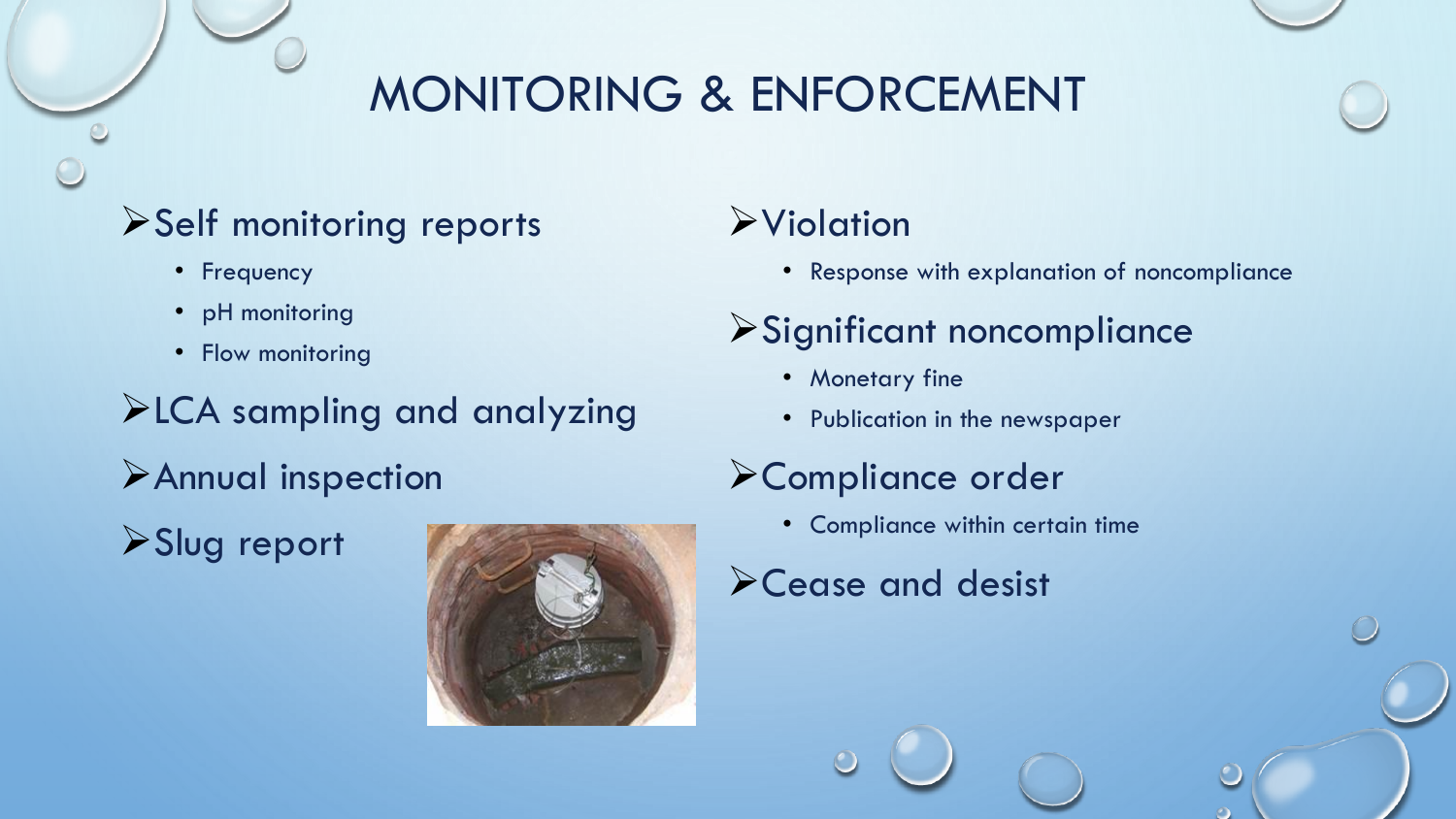# MONITORING & ENFORCEMENT

- Self monitoring reports
  - Frequency
  - pH monitoring
  - Flow monitoring
- LCA sampling and analyzing
- Annual inspection
- Slug report

- Violation
  - Response with explanation of noncompliance
- Significant noncompliance
  - Monetary fine
  - Publication in the newspaper
- Compliance order
  - Compliance within certain time
- Cease and desist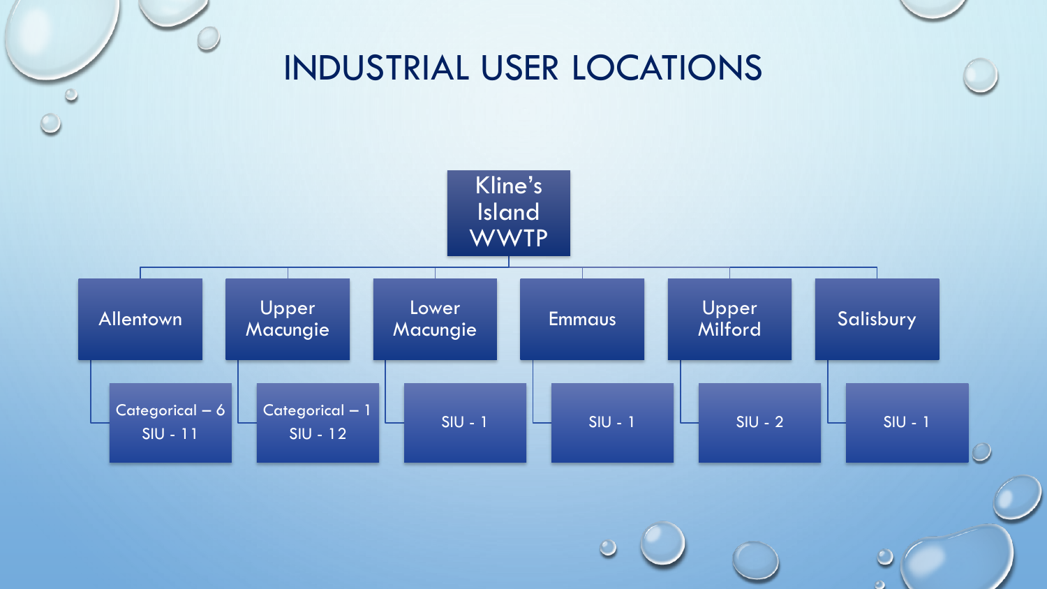# INDUSTRIAL USER LOCATIONS

- Kline's Island WWTP
  - Allentown
    - Categorical – 6
    - SIU - 11
  - Upper Macungie
    - Categorical – 1
    - SIU - 12
  - Lower Macungie
    - SIU - 1
  - Emmaus
    - SIU - 1
  - Upper Milford
    - SIU - 2
  - Salisbury
    - SIU - 1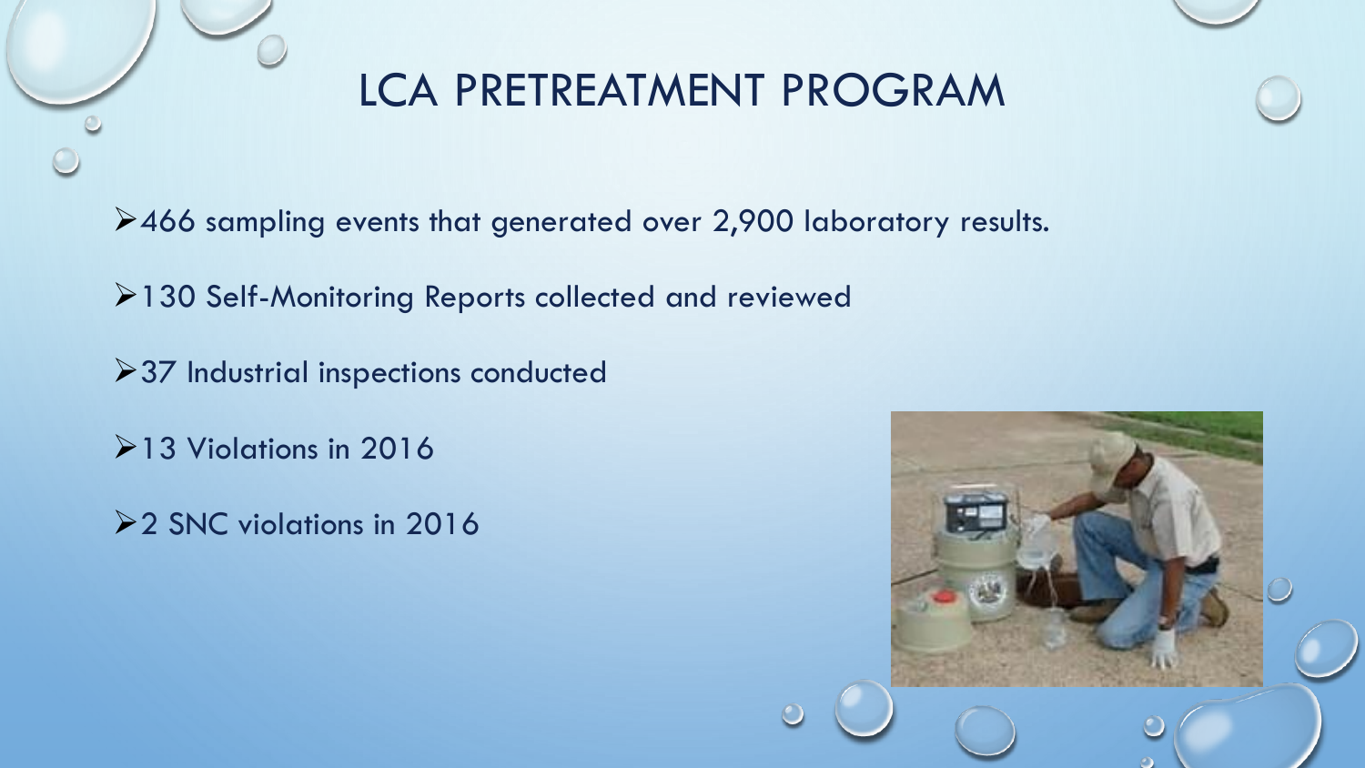# LCA PRETREATMENT PROGRAM

- 466 sampling events that generated over 2,900 laboratory results.
- 130 Self-Monitoring Reports collected and reviewed
- 37 Industrial inspections conducted
- 13 Violations in 2016
- 2 SNC violations in 2016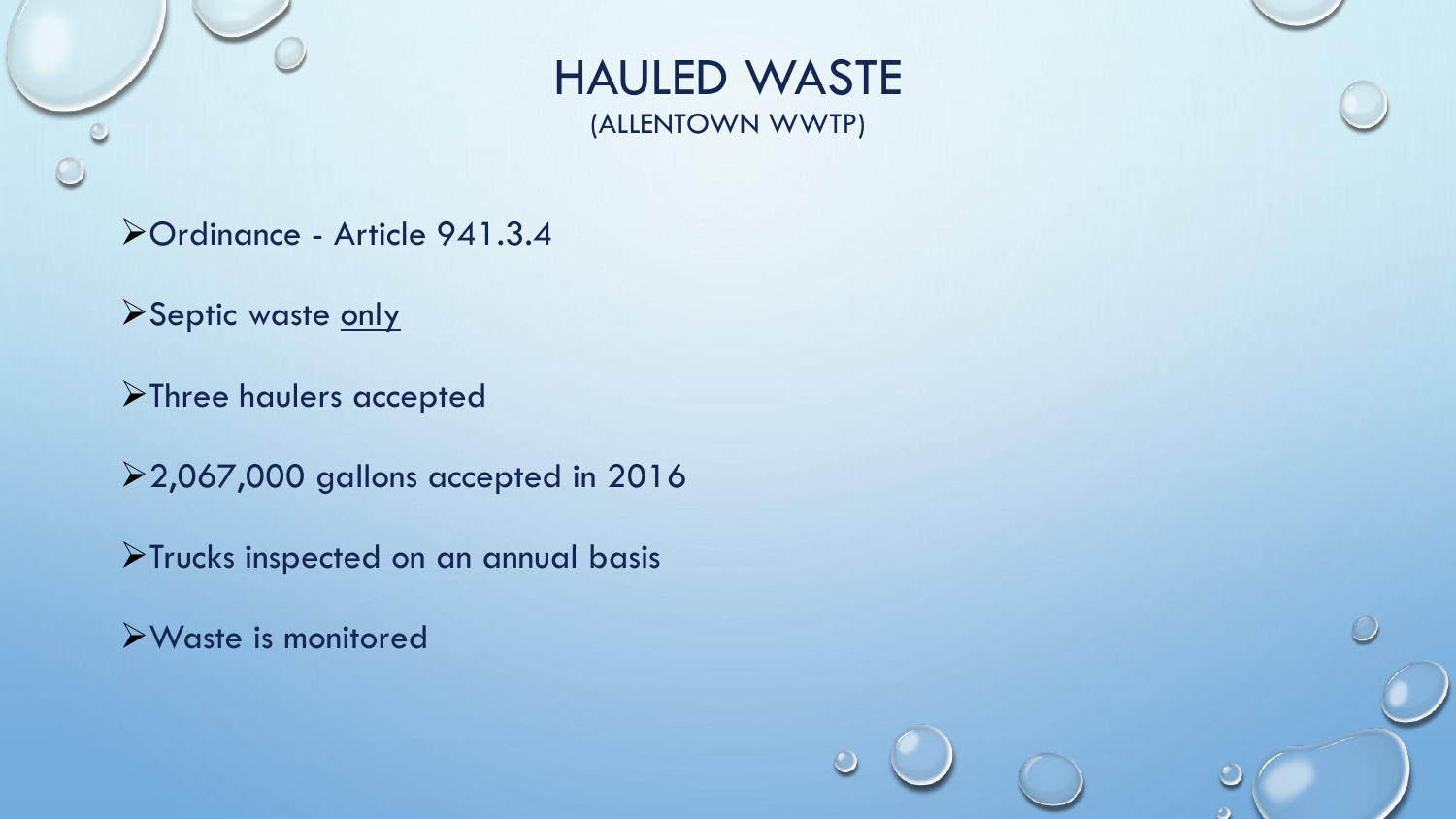# HAULED WASTE

(ALLENTOWN WWTP)

- Ordinance - Article 941.3.4
- Septic waste <u>only</u>
- Three haulers accepted
- 2,067,000 gallons accepted in 2016
- Trucks inspected on an annual basis
- Waste is monitored